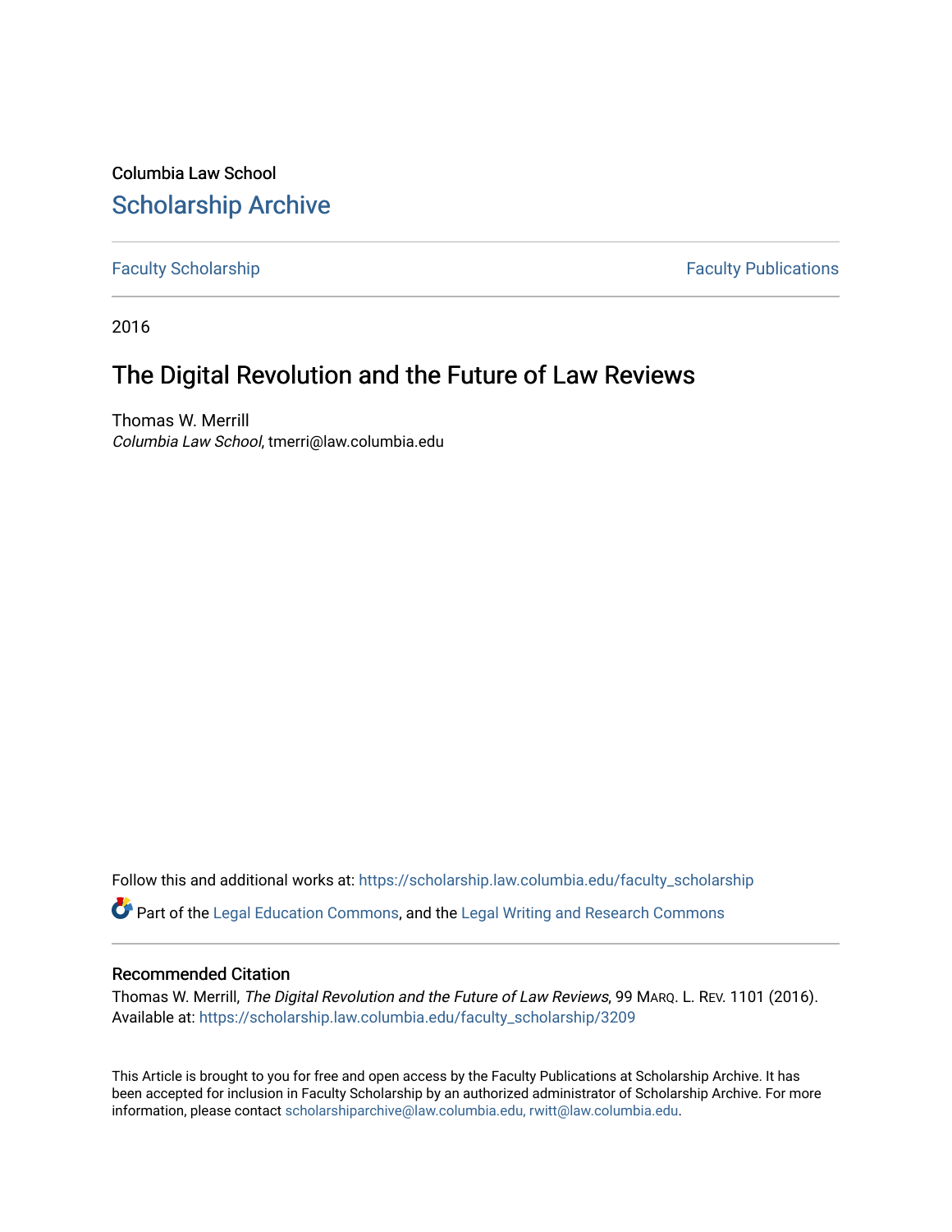Columbia Law School

## Scholarship Archive

Faculty Scholarship | Faculty Publications

2016

# The Digital Revolution and the Future of Law Reviews

Thomas W. Merrill
*Columbia Law School*, tmerri@law.columbia.edu

Follow this and additional works at: https://scholarship.law.columbia.edu/faculty_scholarship

Part of the Legal Education Commons, and the Legal Writing and Research Commons

### Recommended Citation

Thomas W. Merrill, *The Digital Revolution and the Future of Law Reviews*, 99 MARQ. L. REV. 1101 (2016).
Available at: https://scholarship.law.columbia.edu/faculty_scholarship/3209

This Article is brought to you for free and open access by the Faculty Publications at Scholarship Archive. It has been accepted for inclusion in Faculty Scholarship by an authorized administrator of Scholarship Archive. For more information, please contact scholarshiparchive@law.columbia.edu, rwitt@law.columbia.edu.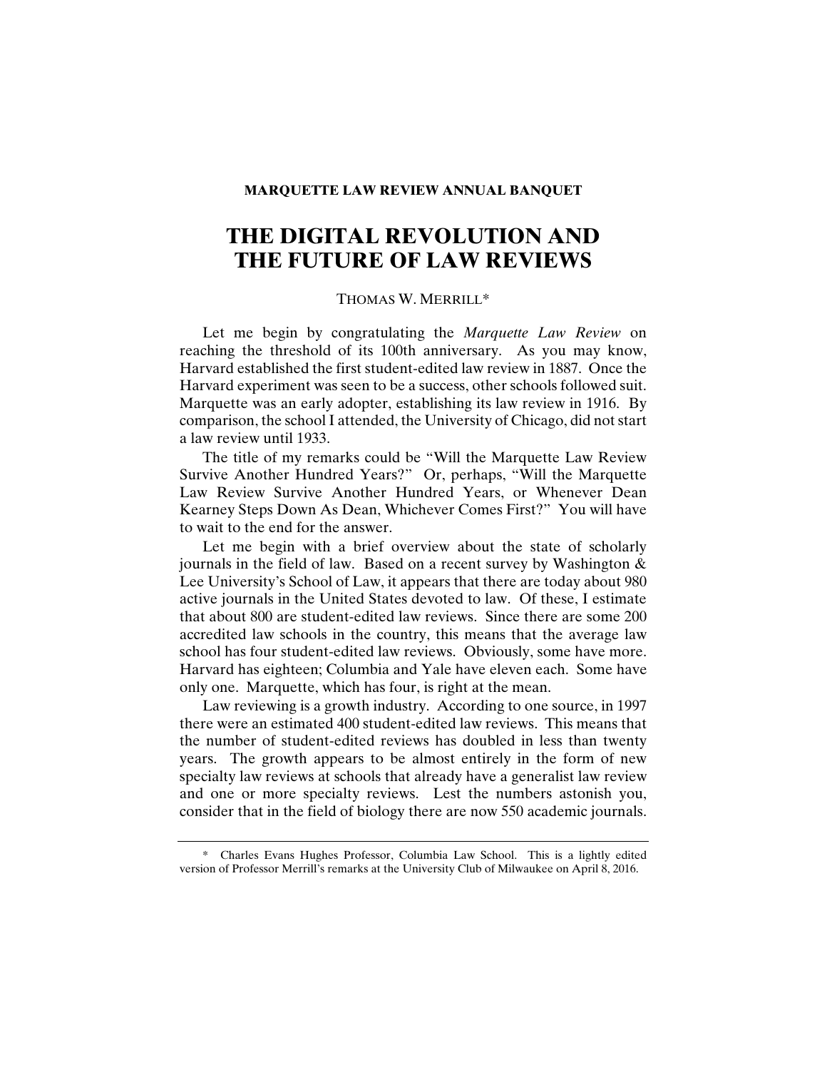**MARQUETTE LAW REVIEW ANNUAL BANQUET**

# THE DIGITAL REVOLUTION AND THE FUTURE OF LAW REVIEWS

THOMAS W. MERRILL*

Let me begin by congratulating the *Marquette Law Review* on reaching the threshold of its 100th anniversary. As you may know, Harvard established the first student-edited law review in 1887. Once the Harvard experiment was seen to be a success, other schools followed suit. Marquette was an early adopter, establishing its law review in 1916. By comparison, the school I attended, the University of Chicago, did not start a law review until 1933.

The title of my remarks could be "Will the Marquette Law Review Survive Another Hundred Years?" Or, perhaps, "Will the Marquette Law Review Survive Another Hundred Years, or Whenever Dean Kearney Steps Down As Dean, Whichever Comes First?" You will have to wait to the end for the answer.

Let me begin with a brief overview about the state of scholarly journals in the field of law. Based on a recent survey by Washington & Lee University's School of Law, it appears that there are today about 980 active journals in the United States devoted to law. Of these, I estimate that about 800 are student-edited law reviews. Since there are some 200 accredited law schools in the country, this means that the average law school has four student-edited law reviews. Obviously, some have more. Harvard has eighteen; Columbia and Yale have eleven each. Some have only one. Marquette, which has four, is right at the mean.

Law reviewing is a growth industry. According to one source, in 1997 there were an estimated 400 student-edited law reviews. This means that the number of student-edited reviews has doubled in less than twenty years. The growth appears to be almost entirely in the form of new specialty law reviews at schools that already have a generalist law review and one or more specialty reviews. Lest the numbers astonish you, consider that in the field of biology there are now 550 academic journals.

---

\* Charles Evans Hughes Professor, Columbia Law School. This is a lightly edited version of Professor Merrill's remarks at the University Club of Milwaukee on April 8, 2016.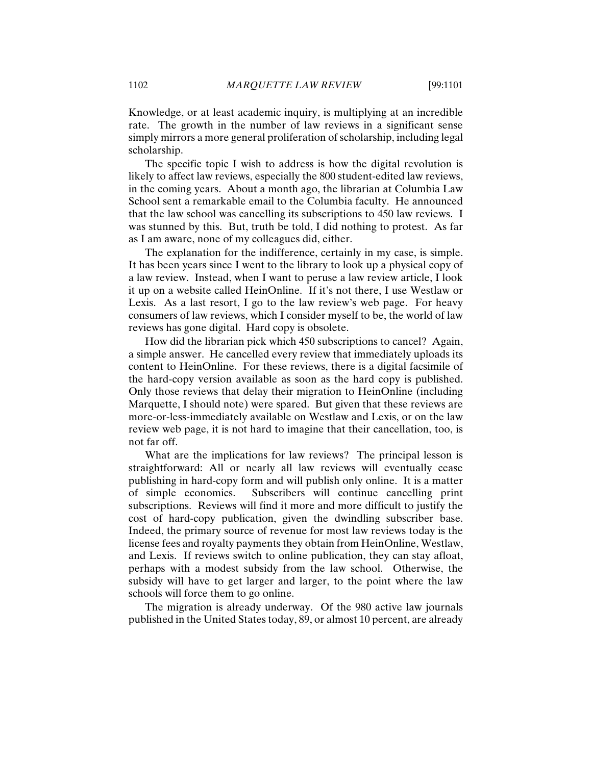Knowledge, or at least academic inquiry, is multiplying at an incredible rate. The growth in the number of law reviews in a significant sense simply mirrors a more general proliferation of scholarship, including legal scholarship.

The specific topic I wish to address is how the digital revolution is likely to affect law reviews, especially the 800 student-edited law reviews, in the coming years. About a month ago, the librarian at Columbia Law School sent a remarkable email to the Columbia faculty. He announced that the law school was cancelling its subscriptions to 450 law reviews. I was stunned by this. But, truth be told, I did nothing to protest. As far as I am aware, none of my colleagues did, either.

The explanation for the indifference, certainly in my case, is simple. It has been years since I went to the library to look up a physical copy of a law review. Instead, when I want to peruse a law review article, I look it up on a website called HeinOnline. If it's not there, I use Westlaw or Lexis. As a last resort, I go to the law review's web page. For heavy consumers of law reviews, which I consider myself to be, the world of law reviews has gone digital. Hard copy is obsolete.

How did the librarian pick which 450 subscriptions to cancel? Again, a simple answer. He cancelled every review that immediately uploads its content to HeinOnline. For these reviews, there is a digital facsimile of the hard-copy version available as soon as the hard copy is published. Only those reviews that delay their migration to HeinOnline (including Marquette, I should note) were spared. But given that these reviews are more-or-less-immediately available on Westlaw and Lexis, or on the law review web page, it is not hard to imagine that their cancellation, too, is not far off.

What are the implications for law reviews? The principal lesson is straightforward: All or nearly all law reviews will eventually cease publishing in hard-copy form and will publish only online. It is a matter of simple economics. Subscribers will continue cancelling print subscriptions. Reviews will find it more and more difficult to justify the cost of hard-copy publication, given the dwindling subscriber base. Indeed, the primary source of revenue for most law reviews today is the license fees and royalty payments they obtain from HeinOnline, Westlaw, and Lexis. If reviews switch to online publication, they can stay afloat, perhaps with a modest subsidy from the law school. Otherwise, the subsidy will have to get larger and larger, to the point where the law schools will force them to go online.

The migration is already underway. Of the 980 active law journals published in the United States today, 89, or almost 10 percent, are already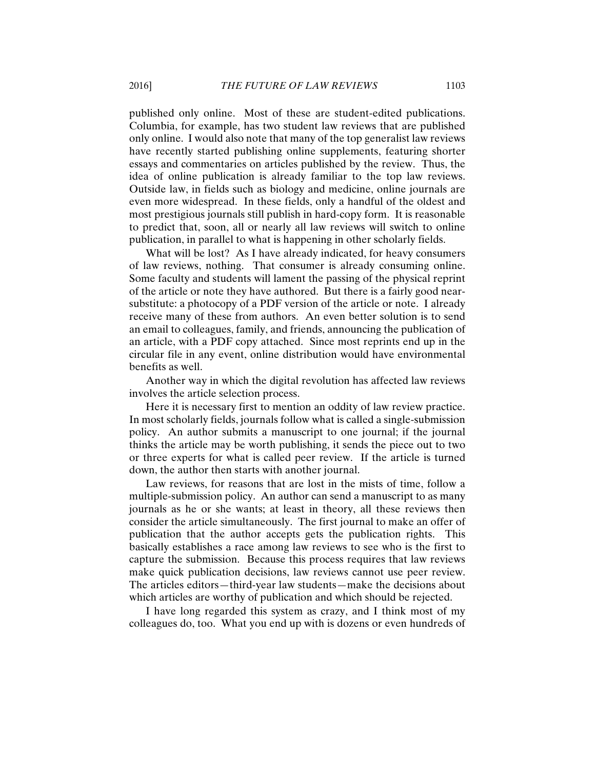published only online. Most of these are student-edited publications. Columbia, for example, has two student law reviews that are published only online. I would also note that many of the top generalist law reviews have recently started publishing online supplements, featuring shorter essays and commentaries on articles published by the review. Thus, the idea of online publication is already familiar to the top law reviews. Outside law, in fields such as biology and medicine, online journals are even more widespread. In these fields, only a handful of the oldest and most prestigious journals still publish in hard-copy form. It is reasonable to predict that, soon, all or nearly all law reviews will switch to online publication, in parallel to what is happening in other scholarly fields.

What will be lost? As I have already indicated, for heavy consumers of law reviews, nothing. That consumer is already consuming online. Some faculty and students will lament the passing of the physical reprint of the article or note they have authored. But there is a fairly good near-substitute: a photocopy of a PDF version of the article or note. I already receive many of these from authors. An even better solution is to send an email to colleagues, family, and friends, announcing the publication of an article, with a PDF copy attached. Since most reprints end up in the circular file in any event, online distribution would have environmental benefits as well.

Another way in which the digital revolution has affected law reviews involves the article selection process.

Here it is necessary first to mention an oddity of law review practice. In most scholarly fields, journals follow what is called a single-submission policy. An author submits a manuscript to one journal; if the journal thinks the article may be worth publishing, it sends the piece out to two or three experts for what is called peer review. If the article is turned down, the author then starts with another journal.

Law reviews, for reasons that are lost in the mists of time, follow a multiple-submission policy. An author can send a manuscript to as many journals as he or she wants; at least in theory, all these reviews then consider the article simultaneously. The first journal to make an offer of publication that the author accepts gets the publication rights. This basically establishes a race among law reviews to see who is the first to capture the submission. Because this process requires that law reviews make quick publication decisions, law reviews cannot use peer review. The articles editors—third-year law students—make the decisions about which articles are worthy of publication and which should be rejected.

I have long regarded this system as crazy, and I think most of my colleagues do, too. What you end up with is dozens or even hundreds of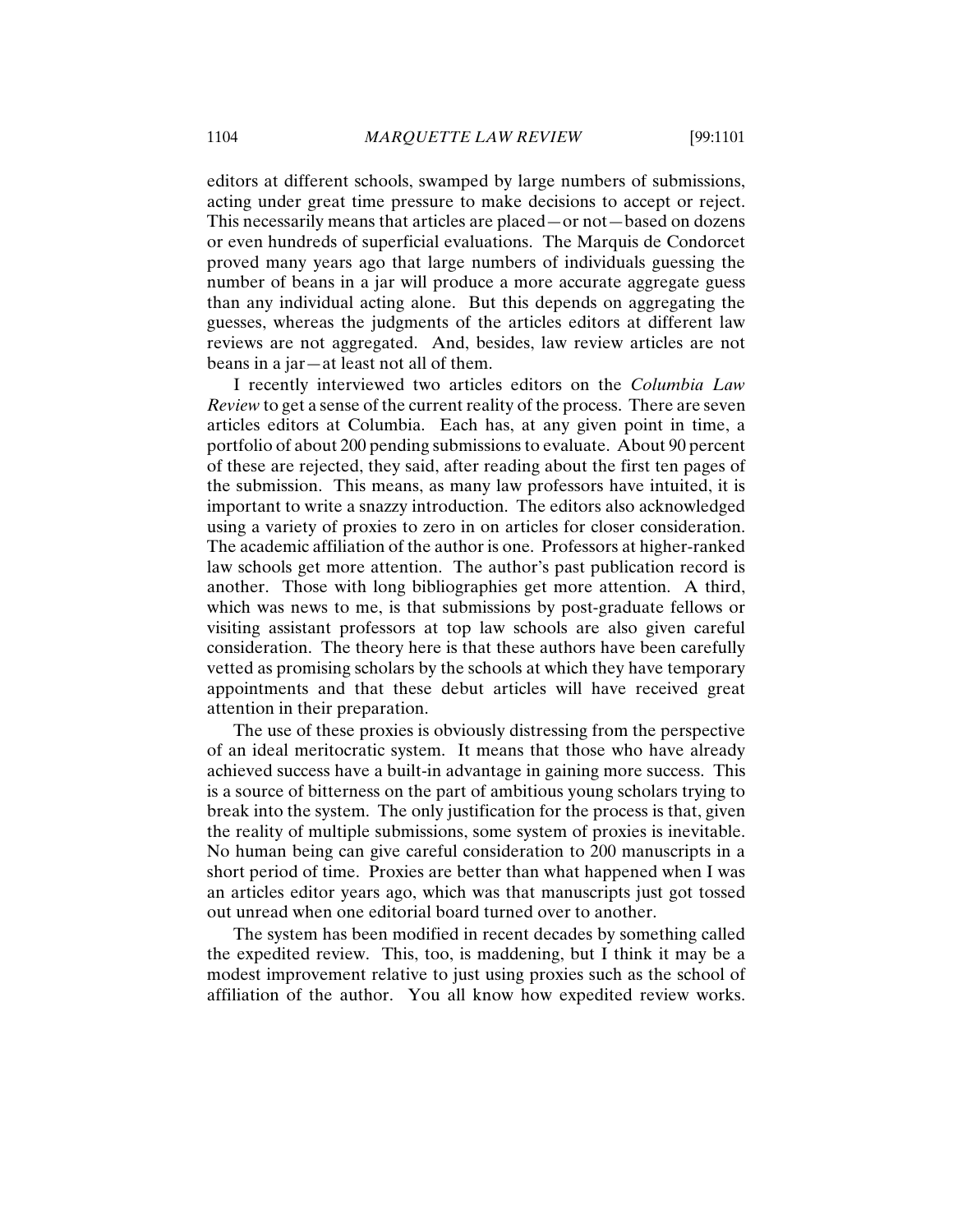editors at different schools, swamped by large numbers of submissions, acting under great time pressure to make decisions to accept or reject. This necessarily means that articles are placed—or not—based on dozens or even hundreds of superficial evaluations. The Marquis de Condorcet proved many years ago that large numbers of individuals guessing the number of beans in a jar will produce a more accurate aggregate guess than any individual acting alone. But this depends on aggregating the guesses, whereas the judgments of the articles editors at different law reviews are not aggregated. And, besides, law review articles are not beans in a jar—at least not all of them.

I recently interviewed two articles editors on the *Columbia Law Review* to get a sense of the current reality of the process. There are seven articles editors at Columbia. Each has, at any given point in time, a portfolio of about 200 pending submissions to evaluate. About 90 percent of these are rejected, they said, after reading about the first ten pages of the submission. This means, as many law professors have intuited, it is important to write a snazzy introduction. The editors also acknowledged using a variety of proxies to zero in on articles for closer consideration. The academic affiliation of the author is one. Professors at higher-ranked law schools get more attention. The author's past publication record is another. Those with long bibliographies get more attention. A third, which was news to me, is that submissions by post-graduate fellows or visiting assistant professors at top law schools are also given careful consideration. The theory here is that these authors have been carefully vetted as promising scholars by the schools at which they have temporary appointments and that these debut articles will have received great attention in their preparation.

The use of these proxies is obviously distressing from the perspective of an ideal meritocratic system. It means that those who have already achieved success have a built-in advantage in gaining more success. This is a source of bitterness on the part of ambitious young scholars trying to break into the system. The only justification for the process is that, given the reality of multiple submissions, some system of proxies is inevitable. No human being can give careful consideration to 200 manuscripts in a short period of time. Proxies are better than what happened when I was an articles editor years ago, which was that manuscripts just got tossed out unread when one editorial board turned over to another.

The system has been modified in recent decades by something called the expedited review. This, too, is maddening, but I think it may be a modest improvement relative to just using proxies such as the school of affiliation of the author. You all know how expedited review works.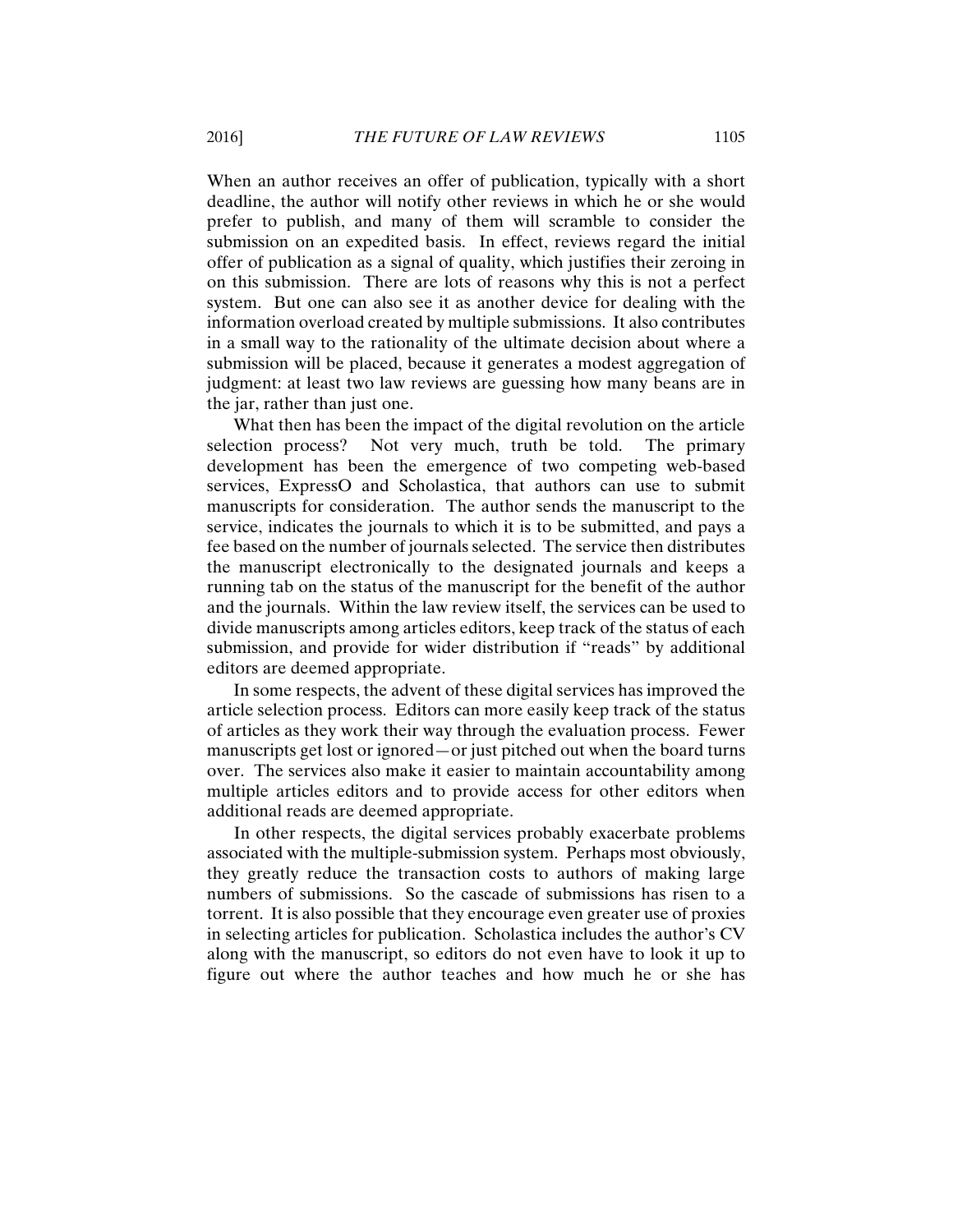When an author receives an offer of publication, typically with a short deadline, the author will notify other reviews in which he or she would prefer to publish, and many of them will scramble to consider the submission on an expedited basis. In effect, reviews regard the initial offer of publication as a signal of quality, which justifies their zeroing in on this submission. There are lots of reasons why this is not a perfect system. But one can also see it as another device for dealing with the information overload created by multiple submissions. It also contributes in a small way to the rationality of the ultimate decision about where a submission will be placed, because it generates a modest aggregation of judgment: at least two law reviews are guessing how many beans are in the jar, rather than just one.

What then has been the impact of the digital revolution on the article selection process? Not very much, truth be told. The primary development has been the emergence of two competing web-based services, ExpressO and Scholastica, that authors can use to submit manuscripts for consideration. The author sends the manuscript to the service, indicates the journals to which it is to be submitted, and pays a fee based on the number of journals selected. The service then distributes the manuscript electronically to the designated journals and keeps a running tab on the status of the manuscript for the benefit of the author and the journals. Within the law review itself, the services can be used to divide manuscripts among articles editors, keep track of the status of each submission, and provide for wider distribution if "reads" by additional editors are deemed appropriate.

In some respects, the advent of these digital services has improved the article selection process. Editors can more easily keep track of the status of articles as they work their way through the evaluation process. Fewer manuscripts get lost or ignored—or just pitched out when the board turns over. The services also make it easier to maintain accountability among multiple articles editors and to provide access for other editors when additional reads are deemed appropriate.

In other respects, the digital services probably exacerbate problems associated with the multiple-submission system. Perhaps most obviously, they greatly reduce the transaction costs to authors of making large numbers of submissions. So the cascade of submissions has risen to a torrent. It is also possible that they encourage even greater use of proxies in selecting articles for publication. Scholastica includes the author's CV along with the manuscript, so editors do not even have to look it up to figure out where the author teaches and how much he or she has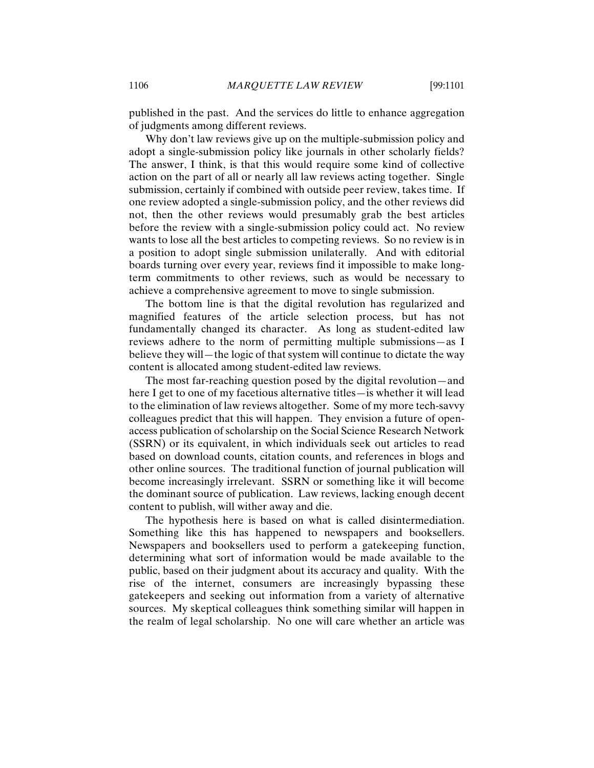published in the past. And the services do little to enhance aggregation of judgments among different reviews.

Why don't law reviews give up on the multiple-submission policy and adopt a single-submission policy like journals in other scholarly fields? The answer, I think, is that this would require some kind of collective action on the part of all or nearly all law reviews acting together. Single submission, certainly if combined with outside peer review, takes time. If one review adopted a single-submission policy, and the other reviews did not, then the other reviews would presumably grab the best articles before the review with a single-submission policy could act. No review wants to lose all the best articles to competing reviews. So no review is in a position to adopt single submission unilaterally. And with editorial boards turning over every year, reviews find it impossible to make long-term commitments to other reviews, such as would be necessary to achieve a comprehensive agreement to move to single submission.

The bottom line is that the digital revolution has regularized and magnified features of the article selection process, but has not fundamentally changed its character. As long as student-edited law reviews adhere to the norm of permitting multiple submissions—as I believe they will—the logic of that system will continue to dictate the way content is allocated among student-edited law reviews.

The most far-reaching question posed by the digital revolution—and here I get to one of my facetious alternative titles—is whether it will lead to the elimination of law reviews altogether. Some of my more tech-savvy colleagues predict that this will happen. They envision a future of open-access publication of scholarship on the Social Science Research Network (SSRN) or its equivalent, in which individuals seek out articles to read based on download counts, citation counts, and references in blogs and other online sources. The traditional function of journal publication will become increasingly irrelevant. SSRN or something like it will become the dominant source of publication. Law reviews, lacking enough decent content to publish, will wither away and die.

The hypothesis here is based on what is called disintermediation. Something like this has happened to newspapers and booksellers. Newspapers and booksellers used to perform a gatekeeping function, determining what sort of information would be made available to the public, based on their judgment about its accuracy and quality. With the rise of the internet, consumers are increasingly bypassing these gatekeepers and seeking out information from a variety of alternative sources. My skeptical colleagues think something similar will happen in the realm of legal scholarship. No one will care whether an article was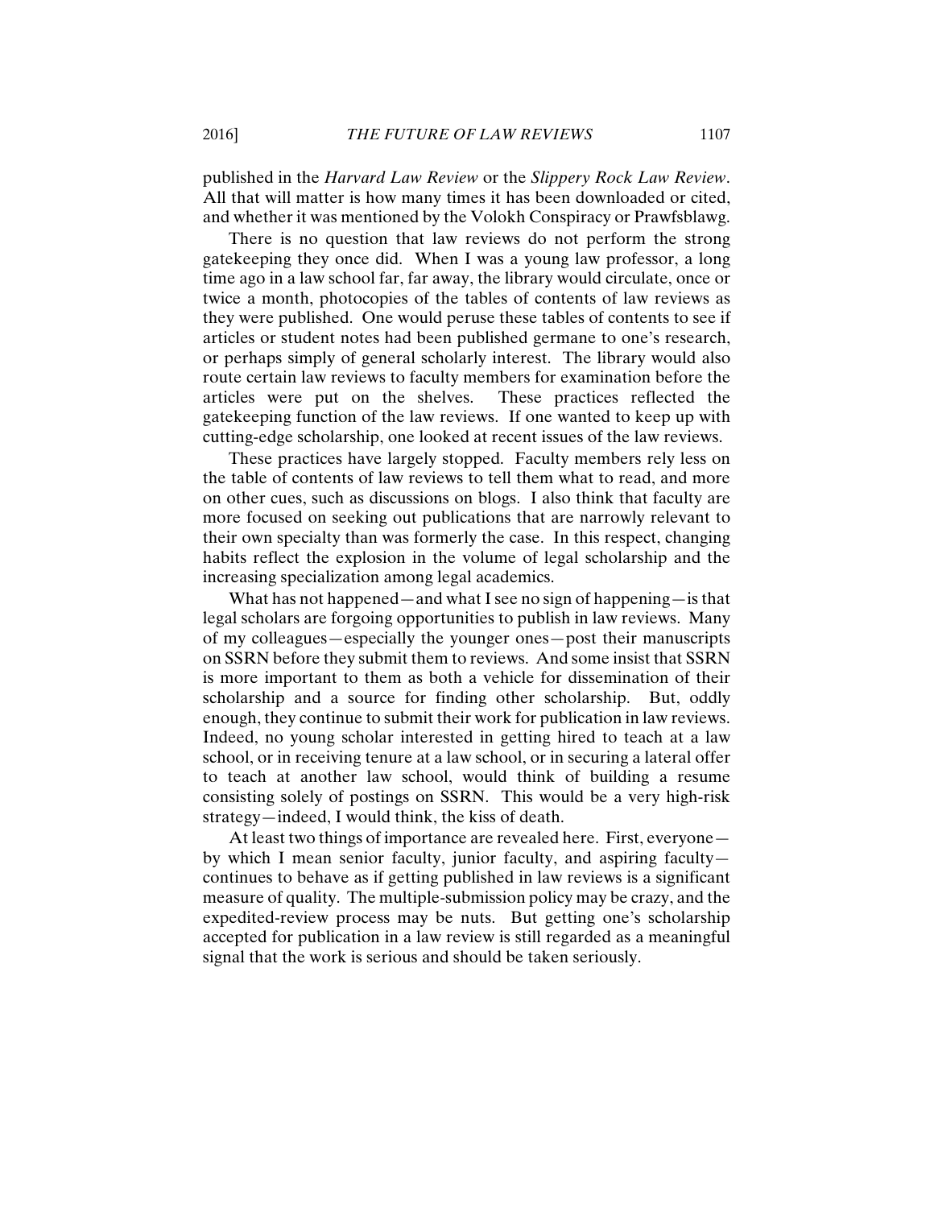published in the *Harvard Law Review* or the *Slippery Rock Law Review*. All that will matter is how many times it has been downloaded or cited, and whether it was mentioned by the Volokh Conspiracy or Prawfsblawg.

There is no question that law reviews do not perform the strong gatekeeping they once did. When I was a young law professor, a long time ago in a law school far, far away, the library would circulate, once or twice a month, photocopies of the tables of contents of law reviews as they were published. One would peruse these tables of contents to see if articles or student notes had been published germane to one's research, or perhaps simply of general scholarly interest. The library would also route certain law reviews to faculty members for examination before the articles were put on the shelves. These practices reflected the gatekeeping function of the law reviews. If one wanted to keep up with cutting-edge scholarship, one looked at recent issues of the law reviews.

These practices have largely stopped. Faculty members rely less on the table of contents of law reviews to tell them what to read, and more on other cues, such as discussions on blogs. I also think that faculty are more focused on seeking out publications that are narrowly relevant to their own specialty than was formerly the case. In this respect, changing habits reflect the explosion in the volume of legal scholarship and the increasing specialization among legal academics.

What has not happened—and what I see no sign of happening—is that legal scholars are forgoing opportunities to publish in law reviews. Many of my colleagues—especially the younger ones—post their manuscripts on SSRN before they submit them to reviews. And some insist that SSRN is more important to them as both a vehicle for dissemination of their scholarship and a source for finding other scholarship. But, oddly enough, they continue to submit their work for publication in law reviews. Indeed, no young scholar interested in getting hired to teach at a law school, or in receiving tenure at a law school, or in securing a lateral offer to teach at another law school, would think of building a resume consisting solely of postings on SSRN. This would be a very high-risk strategy—indeed, I would think, the kiss of death.

At least two things of importance are revealed here. First, everyone—by which I mean senior faculty, junior faculty, and aspiring faculty—continues to behave as if getting published in law reviews is a significant measure of quality. The multiple-submission policy may be crazy, and the expedited-review process may be nuts. But getting one's scholarship accepted for publication in a law review is still regarded as a meaningful signal that the work is serious and should be taken seriously.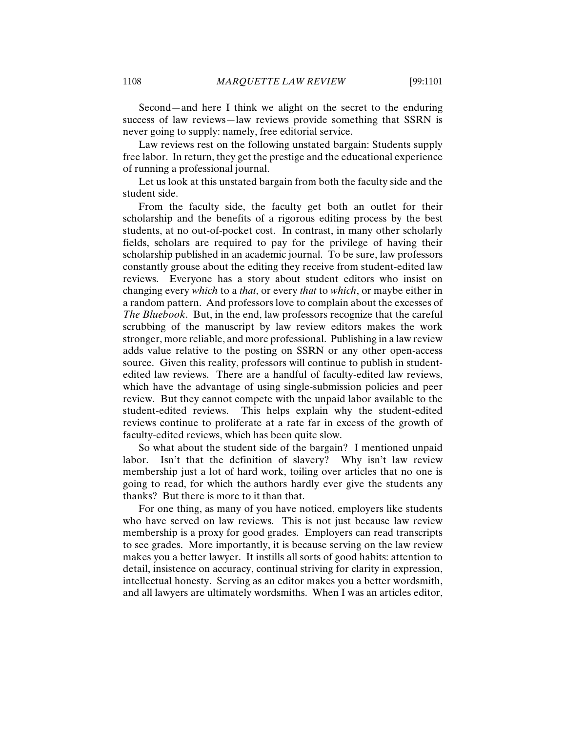Second—and here I think we alight on the secret to the enduring success of law reviews—law reviews provide something that SSRN is never going to supply: namely, free editorial service.

Law reviews rest on the following unstated bargain: Students supply free labor. In return, they get the prestige and the educational experience of running a professional journal.

Let us look at this unstated bargain from both the faculty side and the student side.

From the faculty side, the faculty get both an outlet for their scholarship and the benefits of a rigorous editing process by the best students, at no out-of-pocket cost. In contrast, in many other scholarly fields, scholars are required to pay for the privilege of having their scholarship published in an academic journal. To be sure, law professors constantly grouse about the editing they receive from student-edited law reviews. Everyone has a story about student editors who insist on changing every *which* to a *that*, or every *that* to *which*, or maybe either in a random pattern. And professors love to complain about the excesses of *The Bluebook*. But, in the end, law professors recognize that the careful scrubbing of the manuscript by law review editors makes the work stronger, more reliable, and more professional. Publishing in a law review adds value relative to the posting on SSRN or any other open-access source. Given this reality, professors will continue to publish in student-edited law reviews. There are a handful of faculty-edited law reviews, which have the advantage of using single-submission policies and peer review. But they cannot compete with the unpaid labor available to the student-edited reviews. This helps explain why the student-edited reviews continue to proliferate at a rate far in excess of the growth of faculty-edited reviews, which has been quite slow.

So what about the student side of the bargain? I mentioned unpaid labor. Isn't that the definition of slavery? Why isn't law review membership just a lot of hard work, toiling over articles that no one is going to read, for which the authors hardly ever give the students any thanks? But there is more to it than that.

For one thing, as many of you have noticed, employers like students who have served on law reviews. This is not just because law review membership is a proxy for good grades. Employers can read transcripts to see grades. More importantly, it is because serving on the law review makes you a better lawyer. It instills all sorts of good habits: attention to detail, insistence on accuracy, continual striving for clarity in expression, intellectual honesty. Serving as an editor makes you a better wordsmith, and all lawyers are ultimately wordsmiths. When I was an articles editor,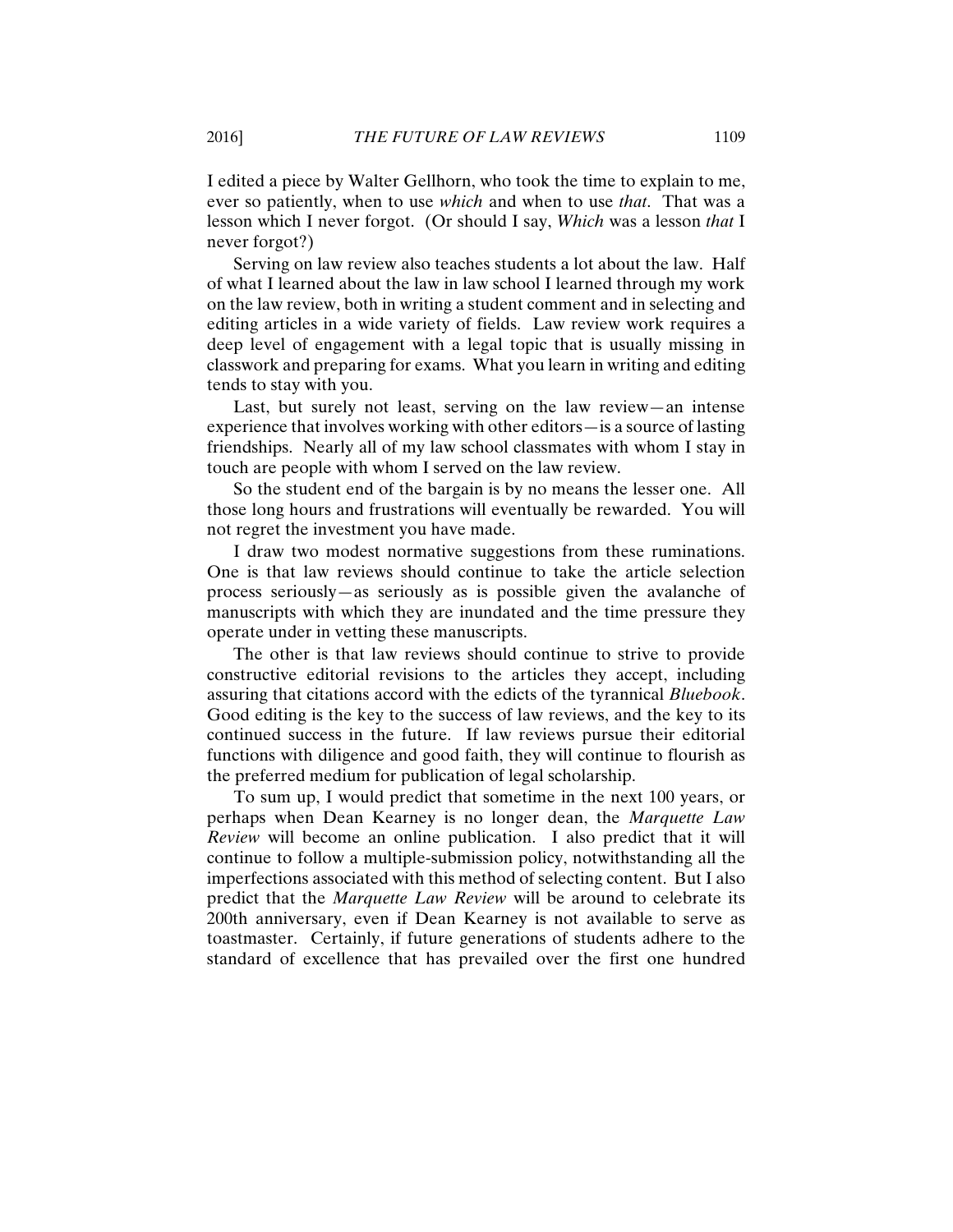I edited a piece by Walter Gellhorn, who took the time to explain to me, ever so patiently, when to use *which* and when to use *that*. That was a lesson which I never forgot. (Or should I say, *Which* was a lesson *that* I never forgot?)

Serving on law review also teaches students a lot about the law. Half of what I learned about the law in law school I learned through my work on the law review, both in writing a student comment and in selecting and editing articles in a wide variety of fields. Law review work requires a deep level of engagement with a legal topic that is usually missing in classwork and preparing for exams. What you learn in writing and editing tends to stay with you.

Last, but surely not least, serving on the law review—an intense experience that involves working with other editors—is a source of lasting friendships. Nearly all of my law school classmates with whom I stay in touch are people with whom I served on the law review.

So the student end of the bargain is by no means the lesser one. All those long hours and frustrations will eventually be rewarded. You will not regret the investment you have made.

I draw two modest normative suggestions from these ruminations. One is that law reviews should continue to take the article selection process seriously—as seriously as is possible given the avalanche of manuscripts with which they are inundated and the time pressure they operate under in vetting these manuscripts.

The other is that law reviews should continue to strive to provide constructive editorial revisions to the articles they accept, including assuring that citations accord with the edicts of the tyrannical *Bluebook*. Good editing is the key to the success of law reviews, and the key to its continued success in the future. If law reviews pursue their editorial functions with diligence and good faith, they will continue to flourish as the preferred medium for publication of legal scholarship.

To sum up, I would predict that sometime in the next 100 years, or perhaps when Dean Kearney is no longer dean, the *Marquette Law Review* will become an online publication. I also predict that it will continue to follow a multiple-submission policy, notwithstanding all the imperfections associated with this method of selecting content. But I also predict that the *Marquette Law Review* will be around to celebrate its 200th anniversary, even if Dean Kearney is not available to serve as toastmaster. Certainly, if future generations of students adhere to the standard of excellence that has prevailed over the first one hundred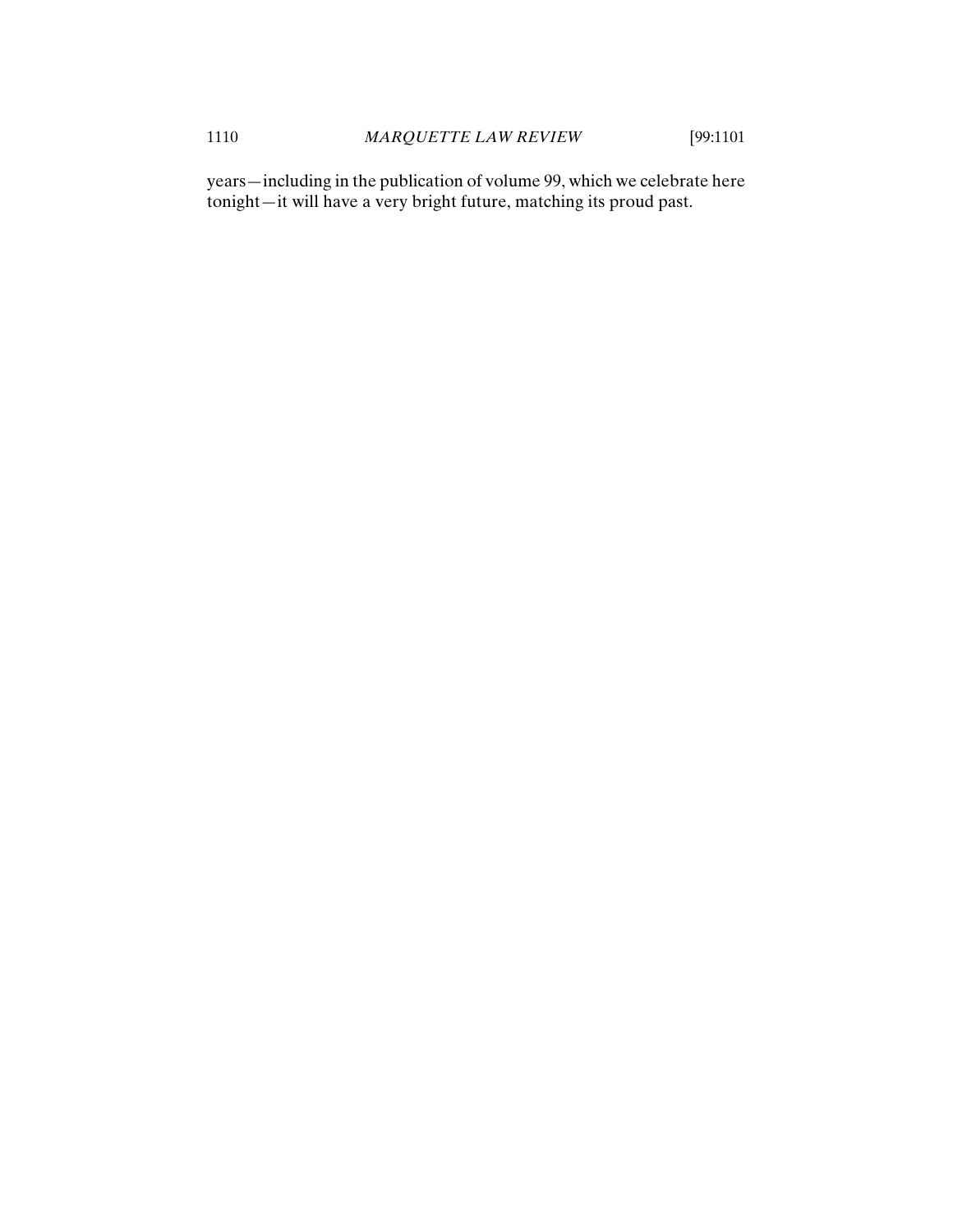years—including in the publication of volume 99, which we celebrate here tonight—it will have a very bright future, matching its proud past.